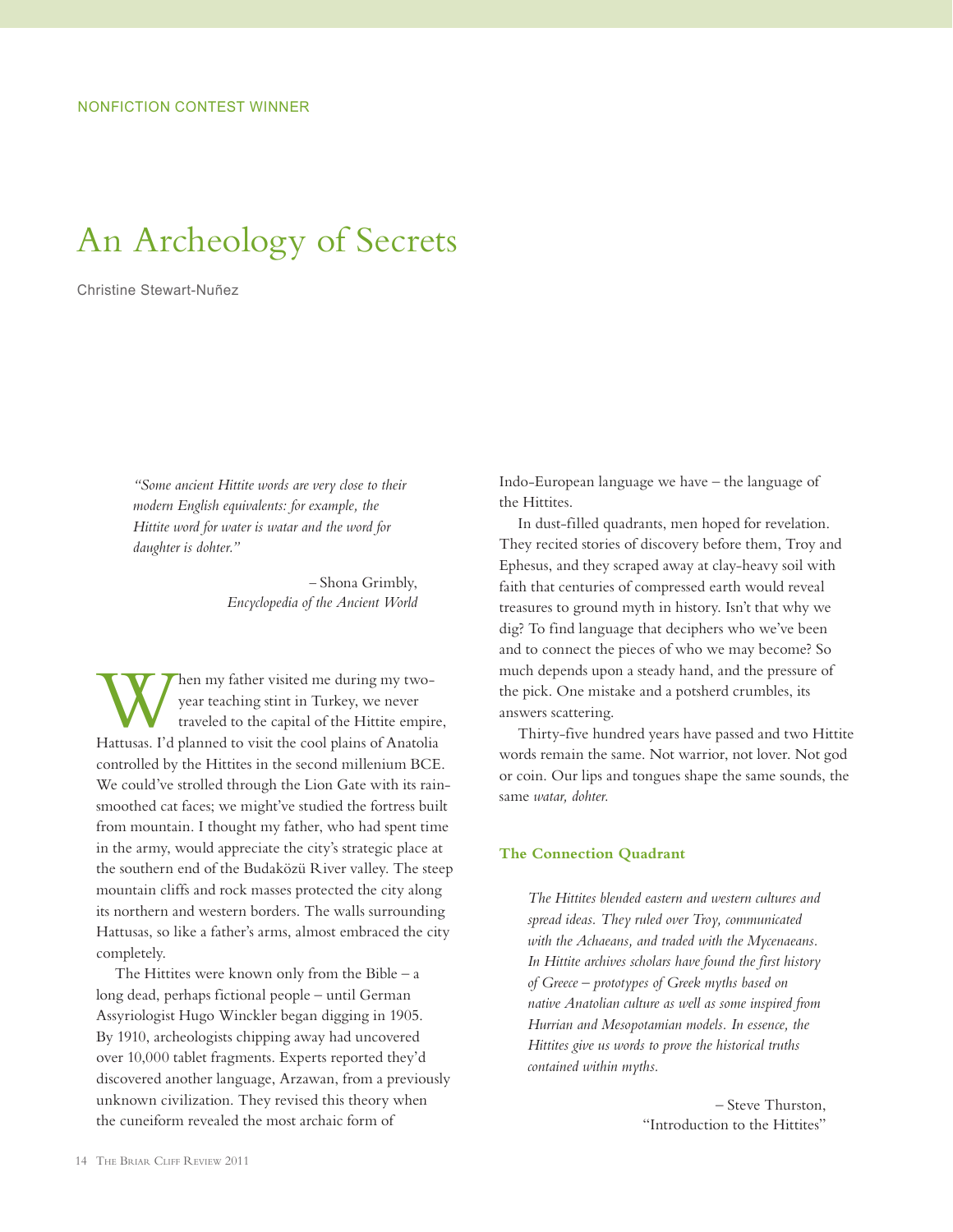NONFICTION CONTEST WINNER

# An Archeology of Secrets

Christine Stewart-Nuñez

> *"Some ancient Hittite words are very close to their modern English equivalents: for example, the Hittite word for water is watar and the word for daughter is dohter."*
>
> – Shona Grimbly, *Encyclopedia of the Ancient World*

When my father visited me during my two-year teaching stint in Turkey, we never traveled to the capital of the Hittite empire, Hattusas. I'd planned to visit the cool plains of Anatolia controlled by the Hittites in the second millenium BCE. We could've strolled through the Lion Gate with its rain-smoothed cat faces; we might've studied the fortress built from mountain. I thought my father, who had spent time in the army, would appreciate the city's strategic place at the southern end of the Budaközü River valley. The steep mountain cliffs and rock masses protected the city along its northern and western borders. The walls surrounding Hattusas, so like a father's arms, almost embraced the city completely.

The Hittites were known only from the Bible – a long dead, perhaps fictional people – until German Assyriologist Hugo Winckler began digging in 1905. By 1910, archeologists chipping away had uncovered over 10,000 tablet fragments. Experts reported they'd discovered another language, Arzawan, from a previously unknown civilization. They revised this theory when the cuneiform revealed the most archaic form of Indo-European language we have – the language of the Hittites.

In dust-filled quadrants, men hoped for revelation. They recited stories of discovery before them, Troy and Ephesus, and they scraped away at clay-heavy soil with faith that centuries of compressed earth would reveal treasures to ground myth in history. Isn't that why we dig? To find language that deciphers who we've been and to connect the pieces of who we may become? So much depends upon a steady hand, and the pressure of the pick. One mistake and a potsherd crumbles, its answers scattering.

Thirty-five hundred years have passed and two Hittite words remain the same. Not warrior, not lover. Not god or coin. Our lips and tongues shape the same sounds, the same *watar, dohter.*

### The Connection Quadrant

> *The Hittites blended eastern and western cultures and spread ideas. They ruled over Troy, communicated with the Achaeans, and traded with the Mycenaeans. In Hittite archives scholars have found the first history of Greece – prototypes of Greek myths based on native Anatolian culture as well as some inspired from Hurrian and Mesopotamian models. In essence, the Hittites give us words to prove the historical truths contained within myths.*
>
> – Steve Thurston, "Introduction to the Hittites"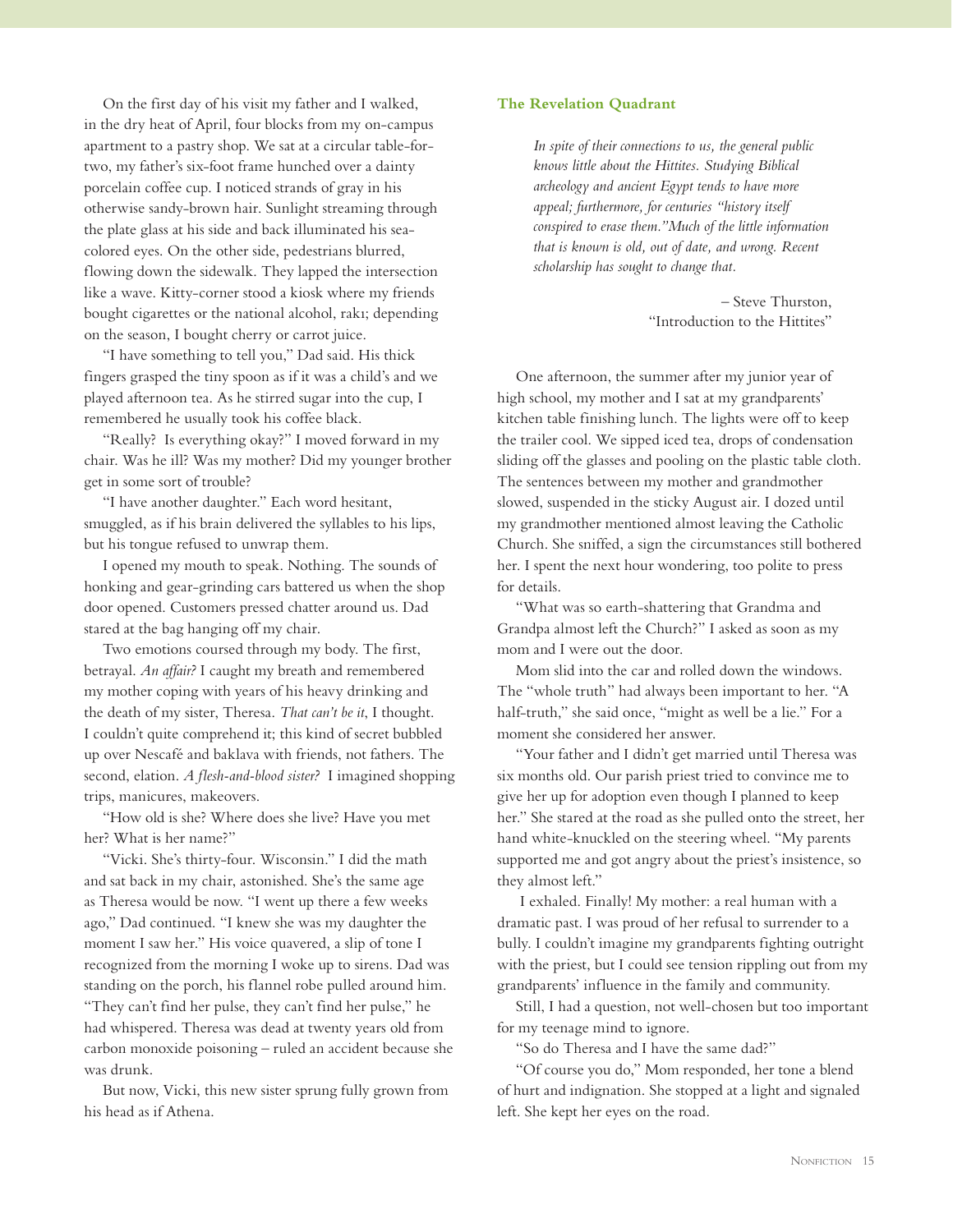On the first day of his visit my father and I walked, in the dry heat of April, four blocks from my on-campus apartment to a pastry shop. We sat at a circular table-for-two, my father's six-foot frame hunched over a dainty porcelain coffee cup. I noticed strands of gray in his otherwise sandy-brown hair. Sunlight streaming through the plate glass at his side and back illuminated his sea-colored eyes. On the other side, pedestrians blurred, flowing down the sidewalk. They lapped the intersection like a wave. Kitty-corner stood a kiosk where my friends bought cigarettes or the national alcohol, rakı; depending on the season, I bought cherry or carrot juice.

"I have something to tell you," Dad said. His thick fingers grasped the tiny spoon as if it was a child's and we played afternoon tea. As he stirred sugar into the cup, I remembered he usually took his coffee black.

"Really? Is everything okay?" I moved forward in my chair. Was he ill? Was my mother? Did my younger brother get in some sort of trouble?

"I have another daughter." Each word hesitant, smuggled, as if his brain delivered the syllables to his lips, but his tongue refused to unwrap them.

I opened my mouth to speak. Nothing. The sounds of honking and gear-grinding cars battered us when the shop door opened. Customers pressed chatter around us. Dad stared at the bag hanging off my chair.

Two emotions coursed through my body. The first, betrayal. *An affair?* I caught my breath and remembered my mother coping with years of his heavy drinking and the death of my sister, Theresa. *That can't be it*, I thought. I couldn't quite comprehend it; this kind of secret bubbled up over Nescafé and baklava with friends, not fathers. The second, elation. *A flesh-and-blood sister?* I imagined shopping trips, manicures, makeovers.

"How old is she? Where does she live? Have you met her? What is her name?"

"Vicki. She's thirty-four. Wisconsin." I did the math and sat back in my chair, astonished. She's the same age as Theresa would be now. "I went up there a few weeks ago," Dad continued. "I knew she was my daughter the moment I saw her." His voice quavered, a slip of tone I recognized from the morning I woke up to sirens. Dad was standing on the porch, his flannel robe pulled around him. "They can't find her pulse, they can't find her pulse," he had whispered. Theresa was dead at twenty years old from carbon monoxide poisoning – ruled an accident because she was drunk.

But now, Vicki, this new sister sprung fully grown from his head as if Athena.

### The Revelation Quadrant

> *In spite of their connections to us, the general public knows little about the Hittites. Studying Biblical archeology and ancient Egypt tends to have more appeal; furthermore, for centuries "history itself conspired to erase them." Much of the little information that is known is old, out of date, and wrong. Recent scholarship has sought to change that.*
>
> – Steve Thurston, "Introduction to the Hittites"

One afternoon, the summer after my junior year of high school, my mother and I sat at my grandparents' kitchen table finishing lunch. The lights were off to keep the trailer cool. We sipped iced tea, drops of condensation sliding off the glasses and pooling on the plastic table cloth. The sentences between my mother and grandmother slowed, suspended in the sticky August air. I dozed until my grandmother mentioned almost leaving the Catholic Church. She sniffed, a sign the circumstances still bothered her. I spent the next hour wondering, too polite to press for details.

"What was so earth-shattering that Grandma and Grandpa almost left the Church?" I asked as soon as my mom and I were out the door.

Mom slid into the car and rolled down the windows. The "whole truth" had always been important to her. "A half-truth," she said once, "might as well be a lie." For a moment she considered her answer.

"Your father and I didn't get married until Theresa was six months old. Our parish priest tried to convince me to give her up for adoption even though I planned to keep her." She stared at the road as she pulled onto the street, her hand white-knuckled on the steering wheel. "My parents supported me and got angry about the priest's insistence, so they almost left."

I exhaled. Finally! My mother: a real human with a dramatic past. I was proud of her refusal to surrender to a bully. I couldn't imagine my grandparents fighting outright with the priest, but I could see tension rippling out from my grandparents' influence in the family and community.

Still, I had a question, not well-chosen but too important for my teenage mind to ignore.

"So do Theresa and I have the same dad?"

"Of course you do," Mom responded, her tone a blend of hurt and indignation. She stopped at a light and signaled left. She kept her eyes on the road.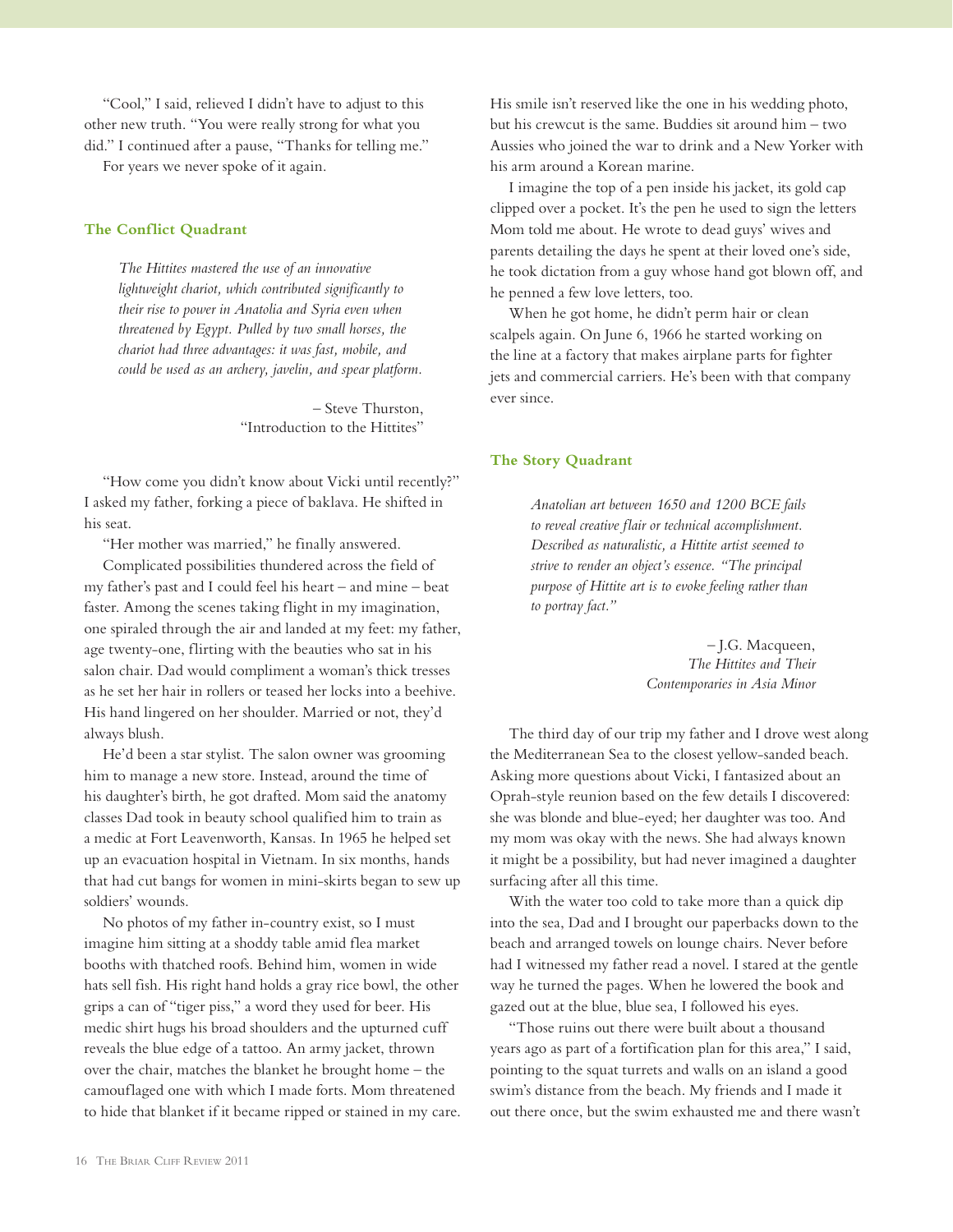"Cool," I said, relieved I didn't have to adjust to this other new truth. "You were really strong for what you did." I continued after a pause, "Thanks for telling me."

For years we never spoke of it again.

### The Conflict Quadrant

> *The Hittites mastered the use of an innovative lightweight chariot, which contributed significantly to their rise to power in Anatolia and Syria even when threatened by Egypt. Pulled by two small horses, the chariot had three advantages: it was fast, mobile, and could be used as an archery, javelin, and spear platform.*
>
> – Steve Thurston, "Introduction to the Hittites"

"How come you didn't know about Vicki until recently?" I asked my father, forking a piece of baklava. He shifted in his seat.

"Her mother was married," he finally answered.

Complicated possibilities thundered across the field of my father's past and I could feel his heart – and mine – beat faster. Among the scenes taking flight in my imagination, one spiraled through the air and landed at my feet: my father, age twenty-one, flirting with the beauties who sat in his salon chair. Dad would compliment a woman's thick tresses as he set her hair in rollers or teased her locks into a beehive. His hand lingered on her shoulder. Married or not, they'd always blush.

He'd been a star stylist. The salon owner was grooming him to manage a new store. Instead, around the time of his daughter's birth, he got drafted. Mom said the anatomy classes Dad took in beauty school qualified him to train as a medic at Fort Leavenworth, Kansas. In 1965 he helped set up an evacuation hospital in Vietnam. In six months, hands that had cut bangs for women in mini-skirts began to sew up soldiers' wounds.

No photos of my father in-country exist, so I must imagine him sitting at a shoddy table amid flea market booths with thatched roofs. Behind him, women in wide hats sell fish. His right hand holds a gray rice bowl, the other grips a can of "tiger piss," a word they used for beer. His medic shirt hugs his broad shoulders and the upturned cuff reveals the blue edge of a tattoo. An army jacket, thrown over the chair, matches the blanket he brought home – the camouflaged one with which I made forts. Mom threatened to hide that blanket if it became ripped or stained in my care. His smile isn't reserved like the one in his wedding photo, but his crewcut is the same. Buddies sit around him – two Aussies who joined the war to drink and a New Yorker with his arm around a Korean marine.

I imagine the top of a pen inside his jacket, its gold cap clipped over a pocket. It's the pen he used to sign the letters Mom told me about. He wrote to dead guys' wives and parents detailing the days he spent at their loved one's side, he took dictation from a guy whose hand got blown off, and he penned a few love letters, too.

When he got home, he didn't perm hair or clean scalpels again. On June 6, 1966 he started working on the line at a factory that makes airplane parts for fighter jets and commercial carriers. He's been with that company ever since.

### The Story Quadrant

> *Anatolian art between 1650 and 1200 BCE fails to reveal creative flair or technical accomplishment. Described as naturalistic, a Hittite artist seemed to strive to render an object's essence. "The principal purpose of Hittite art is to evoke feeling rather than to portray fact."*
>
> – J.G. Macqueen, *The Hittites and Their Contemporaries in Asia Minor*

The third day of our trip my father and I drove west along the Mediterranean Sea to the closest yellow-sanded beach. Asking more questions about Vicki, I fantasized about an Oprah-style reunion based on the few details I discovered: she was blonde and blue-eyed; her daughter was too. And my mom was okay with the news. She had always known it might be a possibility, but had never imagined a daughter surfacing after all this time.

With the water too cold to take more than a quick dip into the sea, Dad and I brought our paperbacks down to the beach and arranged towels on lounge chairs. Never before had I witnessed my father read a novel. I stared at the gentle way he turned the pages. When he lowered the book and gazed out at the blue, blue sea, I followed his eyes.

"Those ruins out there were built about a thousand years ago as part of a fortification plan for this area," I said, pointing to the squat turrets and walls on an island a good swim's distance from the beach. My friends and I made it out there once, but the swim exhausted me and there wasn't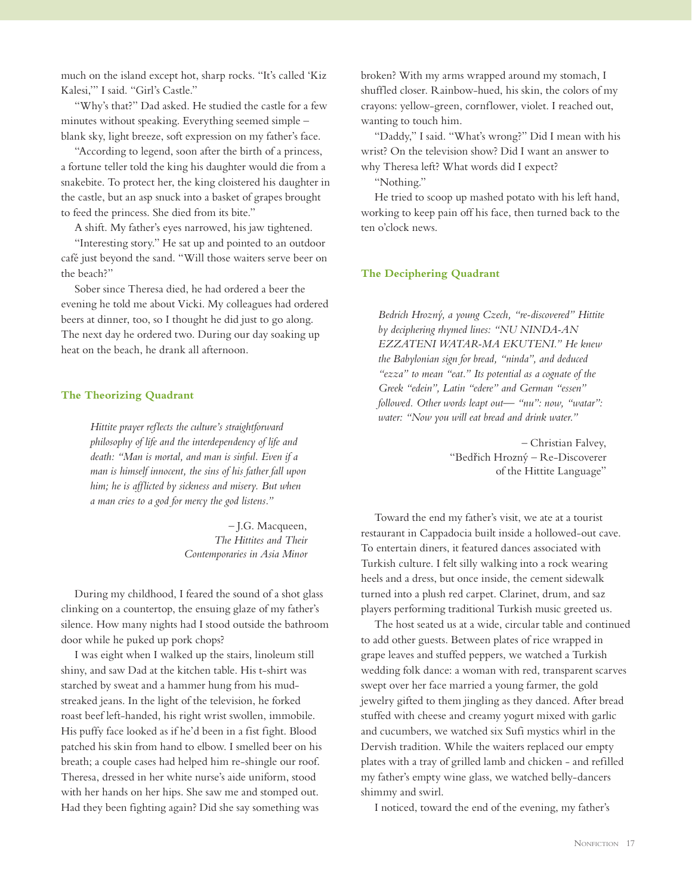much on the island except hot, sharp rocks. "It's called 'Kiz Kalesi,'" I said. "Girl's Castle."

"Why's that?" Dad asked. He studied the castle for a few minutes without speaking. Everything seemed simple – blank sky, light breeze, soft expression on my father's face.

"According to legend, soon after the birth of a princess, a fortune teller told the king his daughter would die from a snakebite. To protect her, the king cloistered his daughter in the castle, but an asp snuck into a basket of grapes brought to feed the princess. She died from its bite."

A shift. My father's eyes narrowed, his jaw tightened.

"Interesting story." He sat up and pointed to an outdoor café just beyond the sand. "Will those waiters serve beer on the beach?"

Sober since Theresa died, he had ordered a beer the evening he told me about Vicki. My colleagues had ordered beers at dinner, too, so I thought he did just to go along. The next day he ordered two. During our day soaking up heat on the beach, he drank all afternoon.

### The Theorizing Quadrant

> *Hittite prayer reflects the culture's straightforward philosophy of life and the interdependency of life and death: "Man is mortal, and man is sinful. Even if a man is himself innocent, the sins of his father fall upon him; he is afflicted by sickness and misery. But when a man cries to a god for mercy the god listens."*
>
> – J.G. Macqueen, *The Hittites and Their Contemporaries in Asia Minor*

During my childhood, I feared the sound of a shot glass clinking on a countertop, the ensuing glaze of my father's silence. How many nights had I stood outside the bathroom door while he puked up pork chops?

I was eight when I walked up the stairs, linoleum still shiny, and saw Dad at the kitchen table. His t-shirt was starched by sweat and a hammer hung from his mud-streaked jeans. In the light of the television, he forked roast beef left-handed, his right wrist swollen, immobile. His puffy face looked as if he'd been in a fist fight. Blood patched his skin from hand to elbow. I smelled beer on his breath; a couple cases had helped him re-shingle our roof. Theresa, dressed in her white nurse's aide uniform, stood with her hands on her hips. She saw me and stomped out. Had they been fighting again? Did she say something was broken? With my arms wrapped around my stomach, I shuffled closer. Rainbow-hued, his skin, the colors of my crayons: yellow-green, cornflower, violet. I reached out, wanting to touch him.

"Daddy," I said. "What's wrong?" Did I mean with his wrist? On the television show? Did I want an answer to why Theresa left? What words did I expect?

"Nothing."

He tried to scoop up mashed potato with his left hand, working to keep pain off his face, then turned back to the ten o'clock news.

### The Deciphering Quadrant

> *Bedrich Hrozný, a young Czech, "re-discovered" Hittite by deciphering rhymed lines: "NU NINDA-AN EZZATENI WATAR-MA EKUTENI." He knew the Babylonian sign for bread, "ninda", and deduced "ezza" to mean "eat." Its potential as a cognate of the Greek "edein", Latin "edere" and German "essen" followed. Other words leapt out— "nu": now, "watar": water: "Now you will eat bread and drink water."*
>
> – Christian Falvey, "Bedřich Hrozný – Re-Discoverer of the Hittite Language"

Toward the end my father's visit, we ate at a tourist restaurant in Cappadocia built inside a hollowed-out cave. To entertain diners, it featured dances associated with Turkish culture. I felt silly walking into a rock wearing heels and a dress, but once inside, the cement sidewalk turned into a plush red carpet. Clarinet, drum, and saz players performing traditional Turkish music greeted us.

The host seated us at a wide, circular table and continued to add other guests. Between plates of rice wrapped in grape leaves and stuffed peppers, we watched a Turkish wedding folk dance: a woman with red, transparent scarves swept over her face married a young farmer, the gold jewelry gifted to them jingling as they danced. After bread stuffed with cheese and creamy yogurt mixed with garlic and cucumbers, we watched six Sufi mystics whirl in the Dervish tradition. While the waiters replaced our empty plates with a tray of grilled lamb and chicken - and refilled my father's empty wine glass, we watched belly-dancers shimmy and swirl.

I noticed, toward the end of the evening, my father's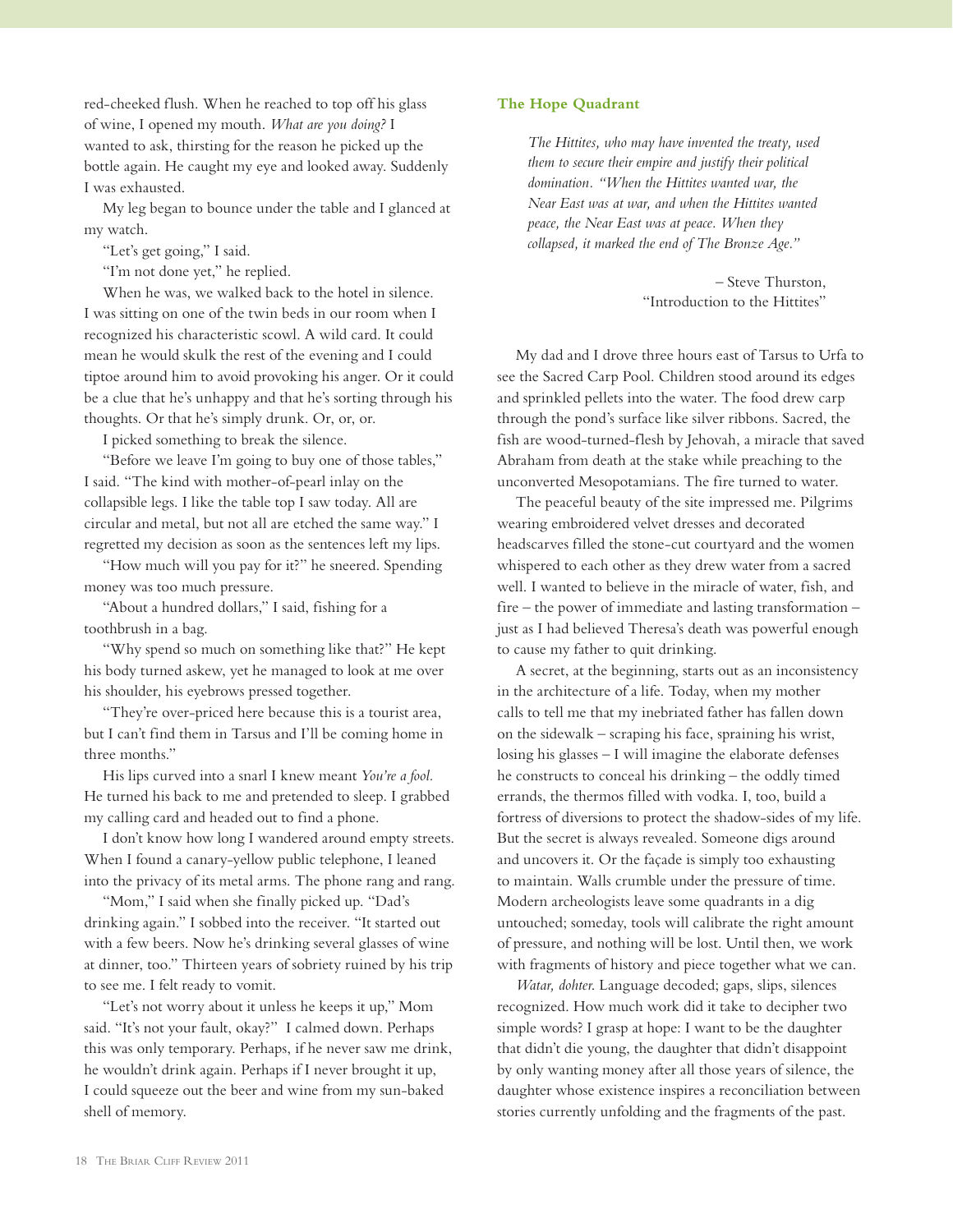red-cheeked flush. When he reached to top off his glass of wine, I opened my mouth. *What are you doing?* I wanted to ask, thirsting for the reason he picked up the bottle again. He caught my eye and looked away. Suddenly I was exhausted.

My leg began to bounce under the table and I glanced at my watch.

"Let's get going," I said.

"I'm not done yet," he replied.

When he was, we walked back to the hotel in silence. I was sitting on one of the twin beds in our room when I recognized his characteristic scowl. A wild card. It could mean he would skulk the rest of the evening and I could tiptoe around him to avoid provoking his anger. Or it could be a clue that he's unhappy and that he's sorting through his thoughts. Or that he's simply drunk. Or, or, or.

I picked something to break the silence.

"Before we leave I'm going to buy one of those tables," I said. "The kind with mother-of-pearl inlay on the collapsible legs. I like the table top I saw today. All are circular and metal, but not all are etched the same way." I regretted my decision as soon as the sentences left my lips.

"How much will you pay for it?" he sneered. Spending money was too much pressure.

"About a hundred dollars," I said, fishing for a toothbrush in a bag.

"Why spend so much on something like that?" He kept his body turned askew, yet he managed to look at me over his shoulder, his eyebrows pressed together.

"They're over-priced here because this is a tourist area, but I can't find them in Tarsus and I'll be coming home in three months."

His lips curved into a snarl I knew meant *You're a fool.* He turned his back to me and pretended to sleep. I grabbed my calling card and headed out to find a phone.

I don't know how long I wandered around empty streets. When I found a canary-yellow public telephone, I leaned into the privacy of its metal arms. The phone rang and rang.

"Mom," I said when she finally picked up. "Dad's drinking again." I sobbed into the receiver. "It started out with a few beers. Now he's drinking several glasses of wine at dinner, too." Thirteen years of sobriety ruined by his trip to see me. I felt ready to vomit.

"Let's not worry about it unless he keeps it up," Mom said. "It's not your fault, okay?" I calmed down. Perhaps this was only temporary. Perhaps, if he never saw me drink, he wouldn't drink again. Perhaps if I never brought it up, I could squeeze out the beer and wine from my sun-baked shell of memory.

### The Hope Quadrant

> *The Hittites, who may have invented the treaty, used them to secure their empire and justify their political domination. "When the Hittites wanted war, the Near East was at war, and when the Hittites wanted peace, the Near East was at peace. When they collapsed, it marked the end of The Bronze Age."*
>
> – Steve Thurston, "Introduction to the Hittites"

My dad and I drove three hours east of Tarsus to Urfa to see the Sacred Carp Pool. Children stood around its edges and sprinkled pellets into the water. The food drew carp through the pond's surface like silver ribbons. Sacred, the fish are wood-turned-flesh by Jehovah, a miracle that saved Abraham from death at the stake while preaching to the unconverted Mesopotamians. The fire turned to water.

The peaceful beauty of the site impressed me. Pilgrims wearing embroidered velvet dresses and decorated headscarves filled the stone-cut courtyard and the women whispered to each other as they drew water from a sacred well. I wanted to believe in the miracle of water, fish, and fire – the power of immediate and lasting transformation – just as I had believed Theresa's death was powerful enough to cause my father to quit drinking.

A secret, at the beginning, starts out as an inconsistency in the architecture of a life. Today, when my mother calls to tell me that my inebriated father has fallen down on the sidewalk – scraping his face, spraining his wrist, losing his glasses – I will imagine the elaborate defenses he constructs to conceal his drinking – the oddly timed errands, the thermos filled with vodka. I, too, build a fortress of diversions to protect the shadow-sides of my life. But the secret is always revealed. Someone digs around and uncovers it. Or the façade is simply too exhausting to maintain. Walls crumble under the pressure of time. Modern archeologists leave some quadrants in a dig untouched; someday, tools will calibrate the right amount of pressure, and nothing will be lost. Until then, we work with fragments of history and piece together what we can.

*Watar, dohter.* Language decoded; gaps, slips, silences recognized. How much work did it take to decipher two simple words? I grasp at hope: I want to be the daughter that didn't die young, the daughter that didn't disappoint by only wanting money after all those years of silence, the daughter whose existence inspires a reconciliation between stories currently unfolding and the fragments of the past.